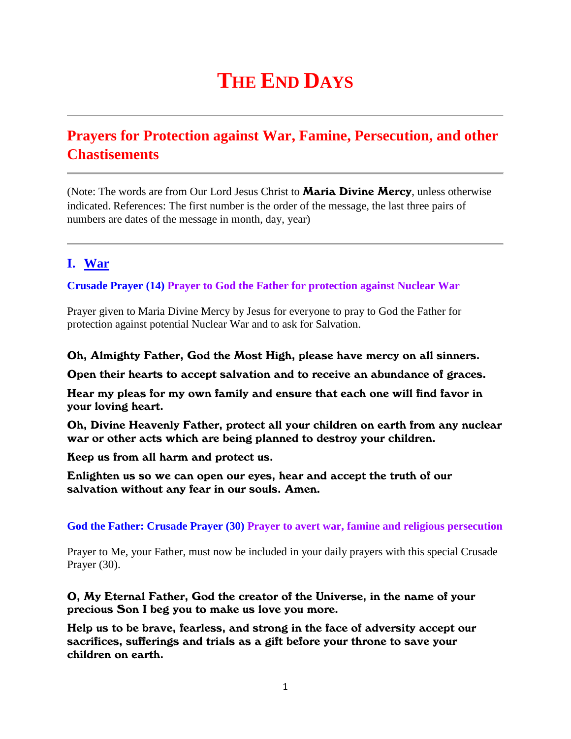# THE END DAYS

## Prayers for Protection against War, Famine, Persecution, and other Chastisements

(Note: The words are from Our Lord Jesus Christ to **Maria Divine Mercy**, unless otherwise indicated. References: The first number is the order of the message, the last three pairs of numbers are dates of the message in month, day, year)

### I. War

**Crusade Prayer (14) Prayer to God the Father for protection against Nuclear War**

Prayer given to Maria Divine Mercy by Jesus for everyone to pray to God the Father for protection against potential Nuclear War and to ask for Salvation.

**Oh, Almighty Father, God the Most High, please have mercy on all sinners.**

**Open their hearts to accept salvation and to receive an abundance of graces.**

**Hear my pleas for my own family and ensure that each one will find favor in your loving heart.**

**Oh, Divine Heavenly Father, protect all your children on earth from any nuclear war or other acts which are being planned to destroy your children.**

**Keep us from all harm and protect us.**

**Enlighten us so we can open our eyes, hear and accept the truth of our salvation without any fear in our souls. Amen.**

**God the Father: Crusade Prayer (30) Prayer to avert war, famine and religious persecution**

Prayer to Me, your Father, must now be included in your daily prayers with this special Crusade Prayer (30).

**O, My Eternal Father, God the creator of the Universe, in the name of your precious Son I beg you to make us love you more.**

**Help us to be brave, fearless, and strong in the face of adversity accept our sacrifices, sufferings and trials as a gift before your throne to save your children on earth.**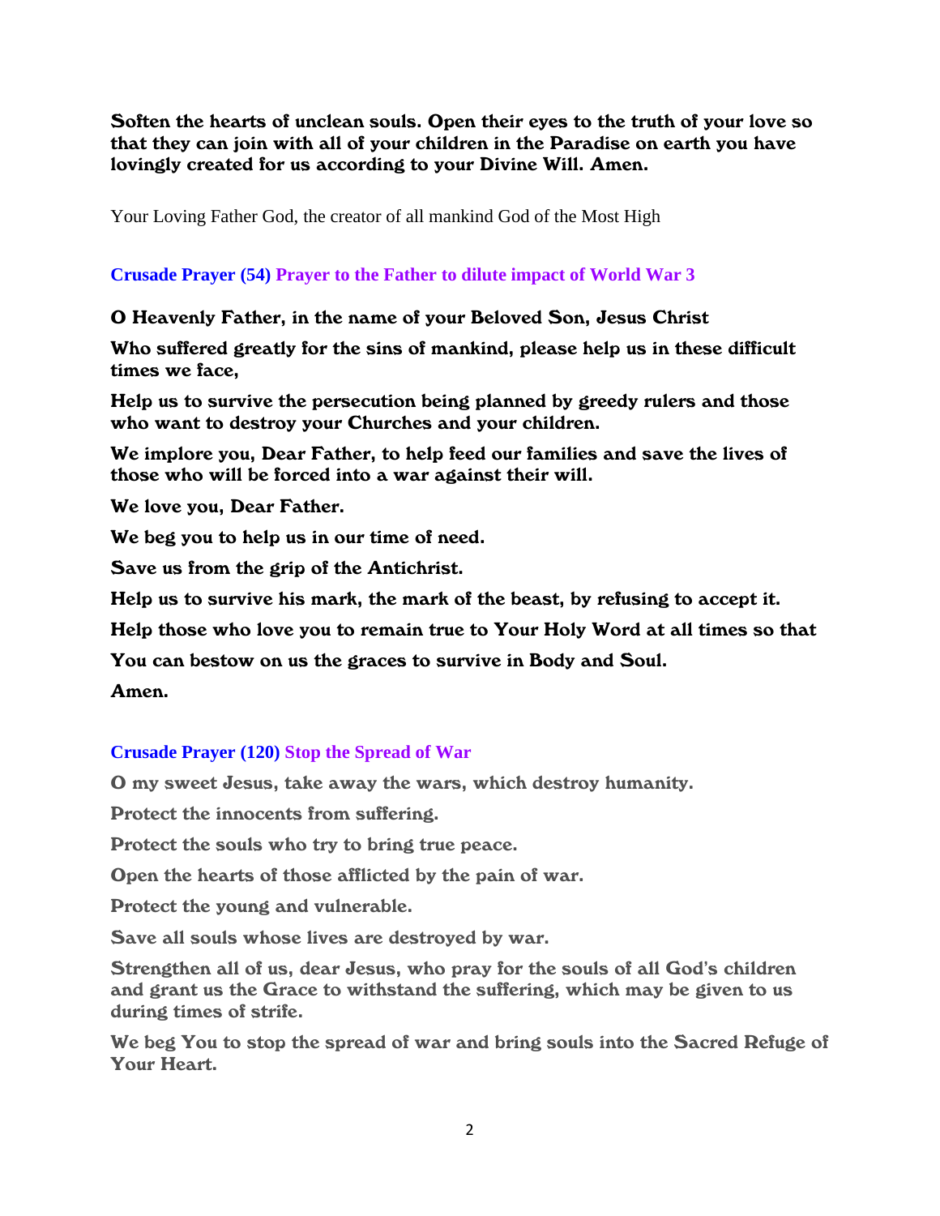**Soften the hearts of unclean souls. Open their eyes to the truth of your love so that they can join with all of your children in the Paradise on earth you have lovingly created for us according to your Divine Will. Amen.**

Your Loving Father God, the creator of all mankind God of the Most High

### Crusade Prayer (54) Prayer to the Father to dilute impact of World War 3

**O Heavenly Father, in the name of your Beloved Son, Jesus Christ**

**Who suffered greatly for the sins of mankind, please help us in these difficult times we face,**

**Help us to survive the persecution being planned by greedy rulers and those who want to destroy your Churches and your children.**

**We implore you, Dear Father, to help feed our families and save the lives of those who will be forced into a war against their will.**

**We love you, Dear Father.**

**We beg you to help us in our time of need.**

**Save us from the grip of the Antichrist.**

**Help us to survive his mark, the mark of the beast, by refusing to accept it.**

**Help those who love you to remain true to Your Holy Word at all times so that**

**You can bestow on us the graces to survive in Body and Soul.**

**Amen.**

### Crusade Prayer (120) Stop the Spread of War

**O my sweet Jesus, take away the wars, which destroy humanity.**

**Protect the innocents from suffering.**

**Protect the souls who try to bring true peace.**

**Open the hearts of those afflicted by the pain of war.**

**Protect the young and vulnerable.**

**Save all souls whose lives are destroyed by war.**

**Strengthen all of us, dear Jesus, who pray for the souls of all God's children and grant us the Grace to withstand the suffering, which may be given to us during times of strife.**

**We beg You to stop the spread of war and bring souls into the Sacred Refuge of Your Heart.**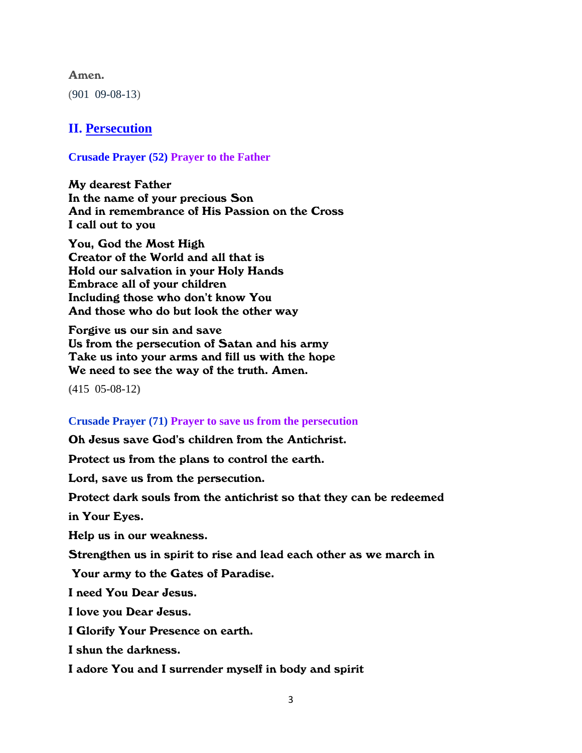**Amen.**

(901 09-08-13)

## II. Persecution

### Crusade Prayer (52) Prayer to the Father

**My dearest Father**
**In the name of your precious Son**
**And in remembrance of His Passion on the Cross**
**I call out to you**

**You, God the Most High**
**Creator of the World and all that is**
**Hold our salvation in your Holy Hands**
**Embrace all of your children**
**Including those who don't know You**
**And those who do but look the other way**

**Forgive us our sin and save**
**Us from the persecution of Satan and his army**
**Take us into your arms and fill us with the hope**
**We need to see the way of the truth. Amen.**

(415 05-08-12)

### Crusade Prayer (71) Prayer to save us from the persecution

**Oh Jesus save God's children from the Antichrist.**

**Protect us from the plans to control the earth.**

**Lord, save us from the persecution.**

**Protect dark souls from the antichrist so that they can be redeemed in Your Eyes.**

**Help us in our weakness.**

**Strengthen us in spirit to rise and lead each other as we march in Your army to the Gates of Paradise.**

**I need You Dear Jesus.**

**I love you Dear Jesus.**

**I Glorify Your Presence on earth.**

**I shun the darkness.**

**I adore You and I surrender myself in body and spirit**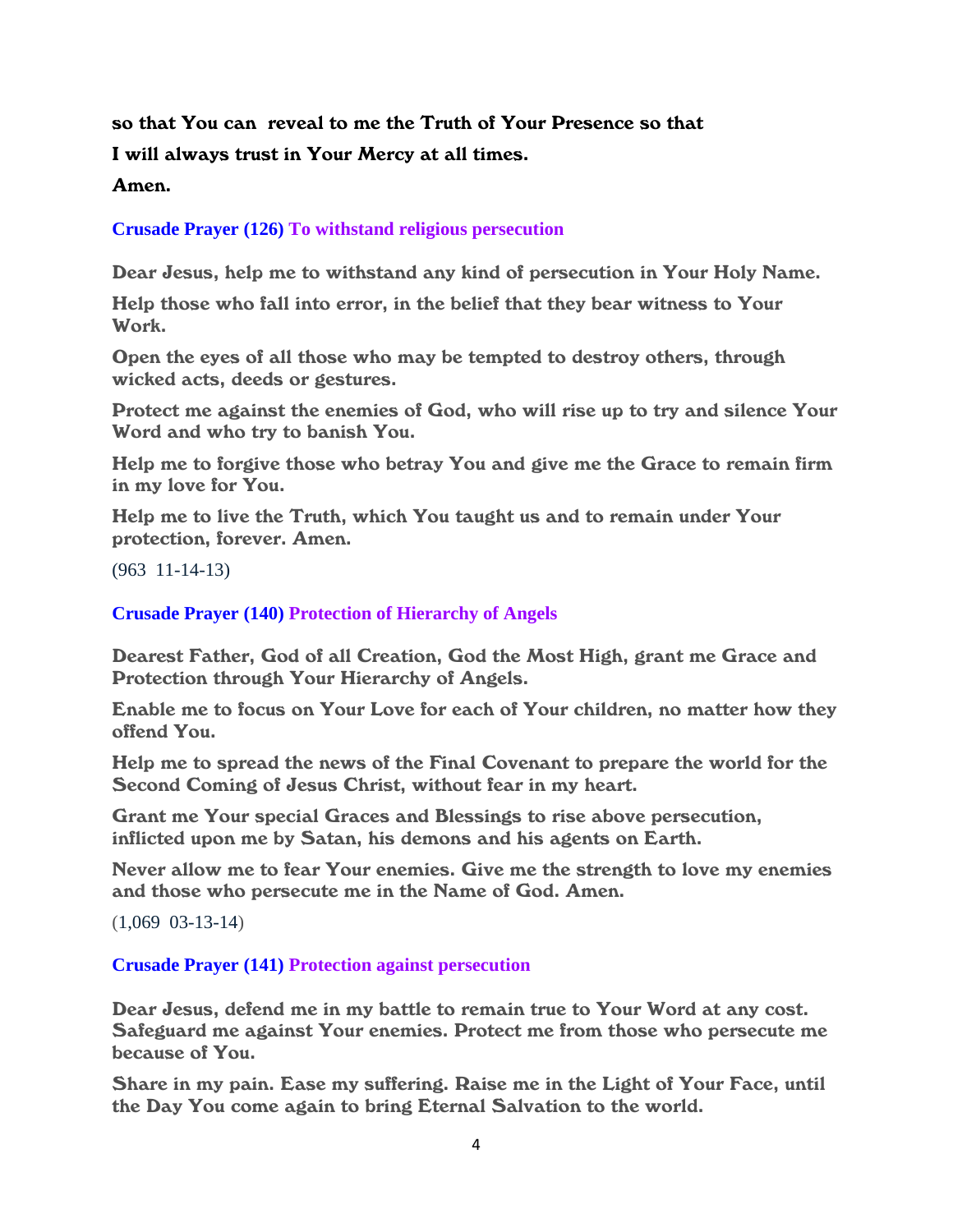**so that You can  reveal to me the Truth of Your Presence so that**

**I will always trust in Your Mercy at all times.**

**Amen.**

### Crusade Prayer (126) To withstand religious persecution

**Dear Jesus, help me to withstand any kind of persecution in Your Holy Name.**

**Help those who fall into error, in the belief that they bear witness to Your Work.**

**Open the eyes of all those who may be tempted to destroy others, through wicked acts, deeds or gestures.**

**Protect me against the enemies of God, who will rise up to try and silence Your Word and who try to banish You.**

**Help me to forgive those who betray You and give me the Grace to remain firm in my love for You.**

**Help me to live the Truth, which You taught us and to remain under Your protection, forever. Amen.**

(963  11-14-13)

### Crusade Prayer (140) Protection of Hierarchy of Angels

**Dearest Father, God of all Creation, God the Most High, grant me Grace and Protection through Your Hierarchy of Angels.**

**Enable me to focus on Your Love for each of Your children, no matter how they offend You.**

**Help me to spread the news of the Final Covenant to prepare the world for the Second Coming of Jesus Christ, without fear in my heart.**

**Grant me Your special Graces and Blessings to rise above persecution, inflicted upon me by Satan, his demons and his agents on Earth.**

**Never allow me to fear Your enemies. Give me the strength to love my enemies and those who persecute me in the Name of God. Amen.**

(1,069  03-13-14)

### Crusade Prayer (141) Protection against persecution

**Dear Jesus, defend me in my battle to remain true to Your Word at any cost. Safeguard me against Your enemies. Protect me from those who persecute me because of You.**

**Share in my pain. Ease my suffering. Raise me in the Light of Your Face, until the Day You come again to bring Eternal Salvation to the world.**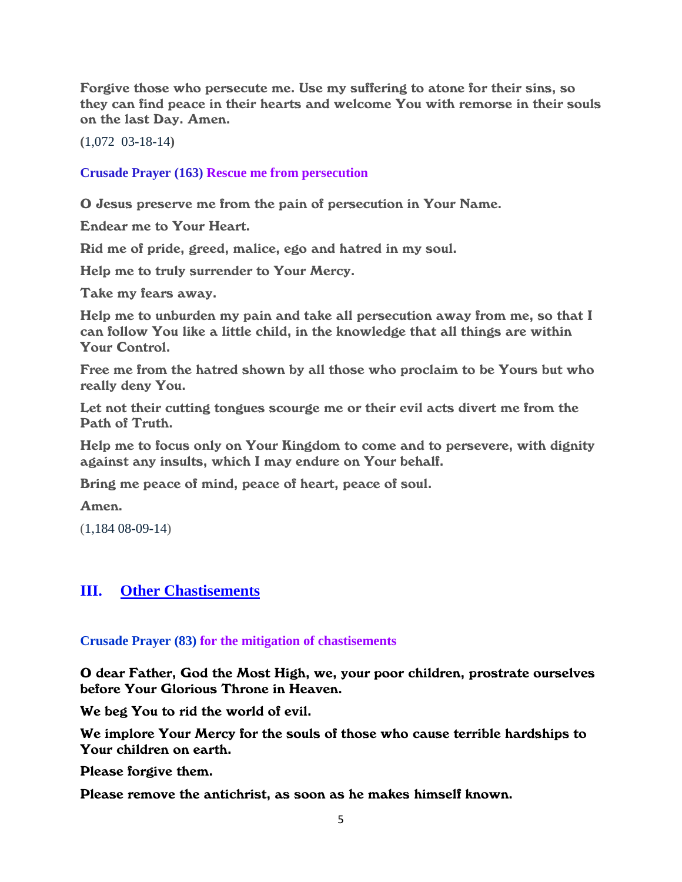**Forgive those who persecute me. Use my suffering to atone for their sins, so they can find peace in their hearts and welcome You with remorse in their souls on the last Day. Amen.**

(1,072 03-18-14)

### Crusade Prayer (163) Rescue me from persecution

**O Jesus preserve me from the pain of persecution in Your Name.**

**Endear me to Your Heart.**

**Rid me of pride, greed, malice, ego and hatred in my soul.**

**Help me to truly surrender to Your Mercy.**

**Take my fears away.**

**Help me to unburden my pain and take all persecution away from me, so that I can follow You like a little child, in the knowledge that all things are within Your Control.**

**Free me from the hatred shown by all those who proclaim to be Yours but who really deny You.**

**Let not their cutting tongues scourge me or their evil acts divert me from the Path of Truth.**

**Help me to focus only on Your Kingdom to come and to persevere, with dignity against any insults, which I may endure on Your behalf.**

**Bring me peace of mind, peace of heart, peace of soul.**

**Amen.**

(1,184 08-09-14)

## III. Other Chastisements

### Crusade Prayer (83) for the mitigation of chastisements

**O dear Father, God the Most High, we, your poor children, prostrate ourselves before Your Glorious Throne in Heaven.**

**We beg You to rid the world of evil.**

**We implore Your Mercy for the souls of those who cause terrible hardships to Your children on earth.**

**Please forgive them.**

**Please remove the antichrist, as soon as he makes himself known.**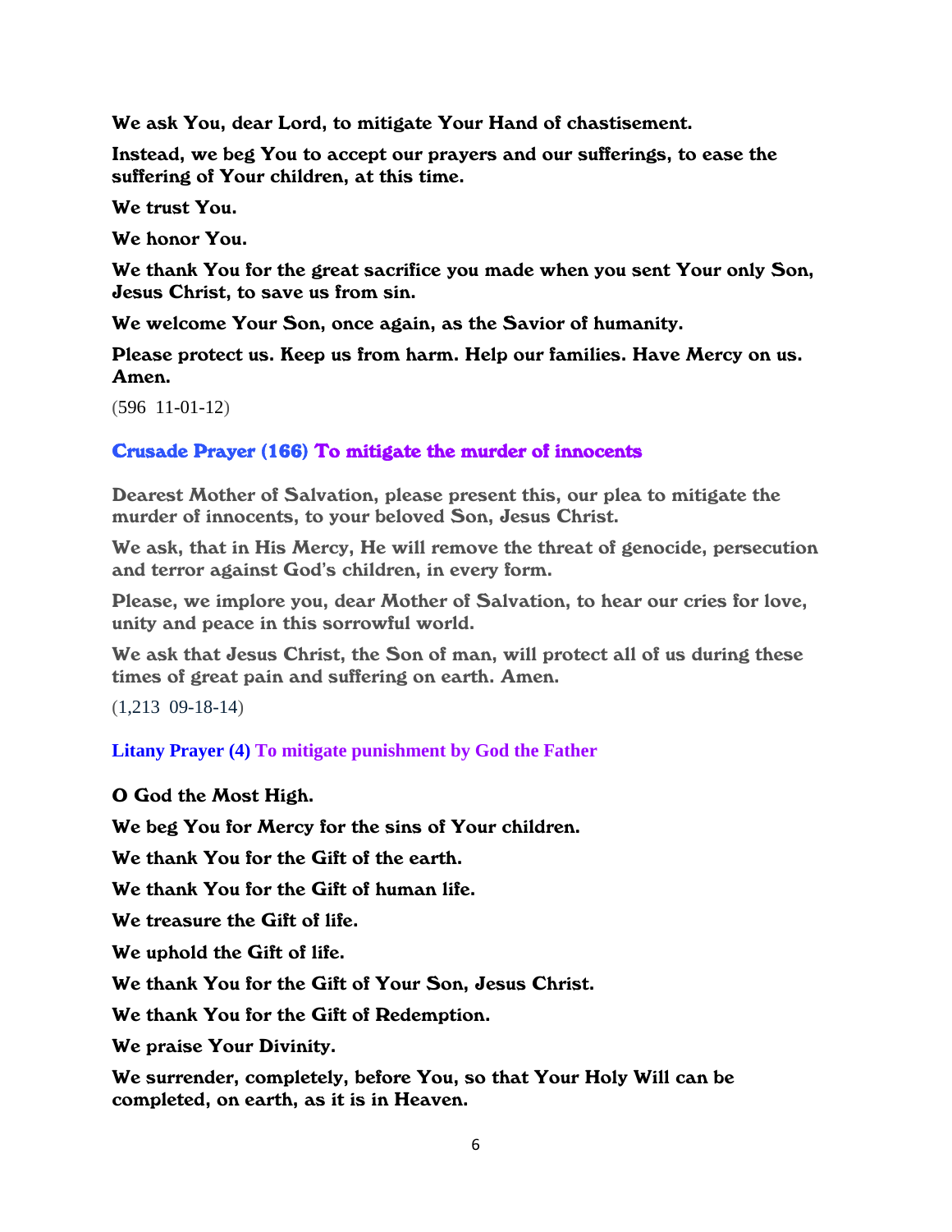**We ask You, dear Lord, to mitigate Your Hand of chastisement.**

**Instead, we beg You to accept our prayers and our sufferings, to ease the suffering of Your children, at this time.**

**We trust You.**

**We honor You.**

**We thank You for the great sacrifice you made when you sent Your only Son, Jesus Christ, to save us from sin.**

**We welcome Your Son, once again, as the Savior of humanity.**

**Please protect us. Keep us from harm. Help our families. Have Mercy on us. Amen.**

(596  11-01-12)

### Crusade Prayer (166) To mitigate the murder of innocents

**Dearest Mother of Salvation, please present this, our plea to mitigate the murder of innocents, to your beloved Son, Jesus Christ.**

**We ask, that in His Mercy, He will remove the threat of genocide, persecution and terror against God's children, in every form.**

**Please, we implore you, dear Mother of Salvation, to hear our cries for love, unity and peace in this sorrowful world.**

**We ask that Jesus Christ, the Son of man, will protect all of us during these times of great pain and suffering on earth. Amen.**

(1,213  09-18-14)

### Litany Prayer (4) To mitigate punishment by God the Father

**O God the Most High.**

**We beg You for Mercy for the sins of Your children.**

**We thank You for the Gift of the earth.**

**We thank You for the Gift of human life.**

**We treasure the Gift of life.**

**We uphold the Gift of life.**

**We thank You for the Gift of Your Son, Jesus Christ.**

**We thank You for the Gift of Redemption.**

**We praise Your Divinity.**

**We surrender, completely, before You, so that Your Holy Will can be completed, on earth, as it is in Heaven.**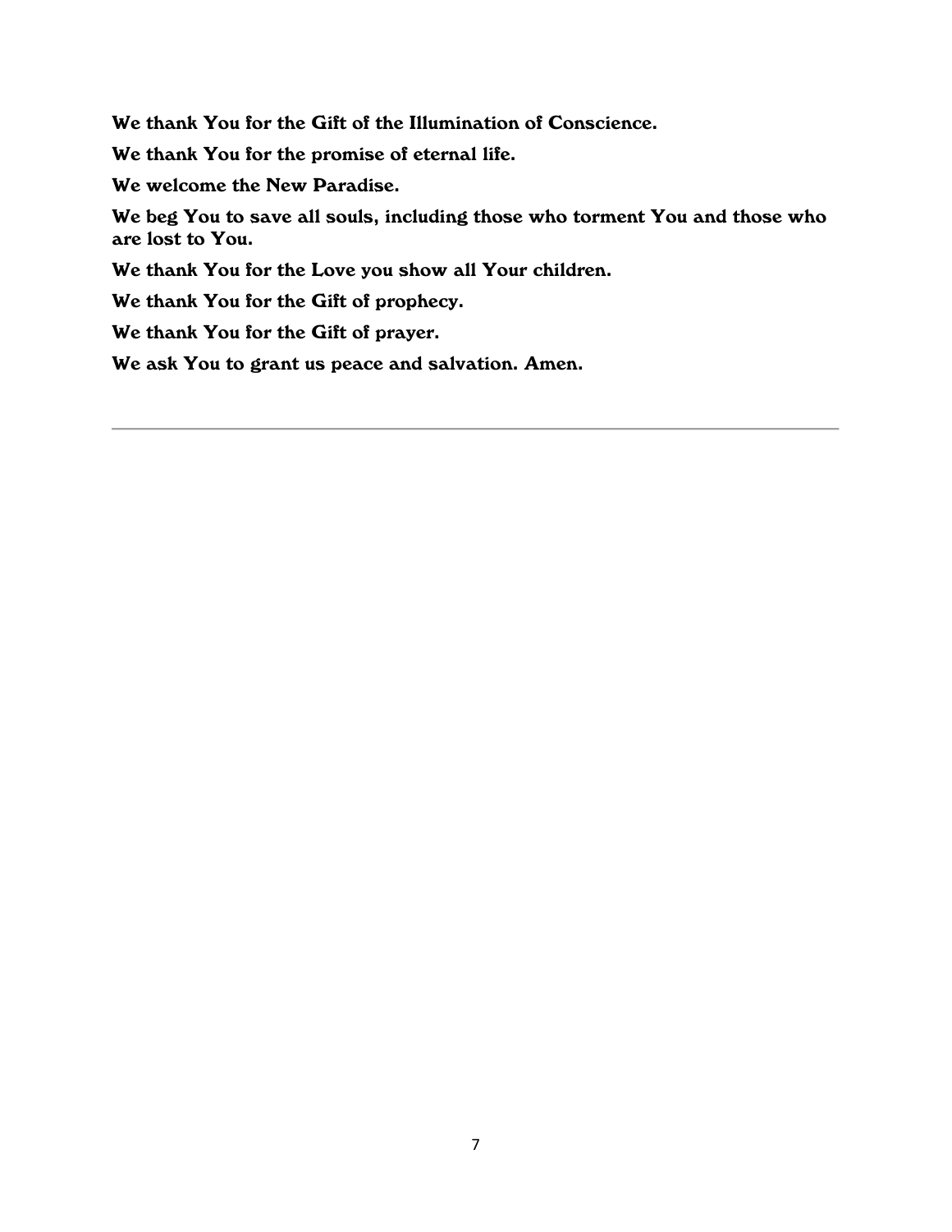**We thank You for the Gift of the Illumination of Conscience.**

**We thank You for the promise of eternal life.**

**We welcome the New Paradise.**

**We beg You to save all souls, including those who torment You and those who are lost to You.**

**We thank You for the Love you show all Your children.**

**We thank You for the Gift of prophecy.**

**We thank You for the Gift of prayer.**

**We ask You to grant us peace and salvation. Amen.**

---